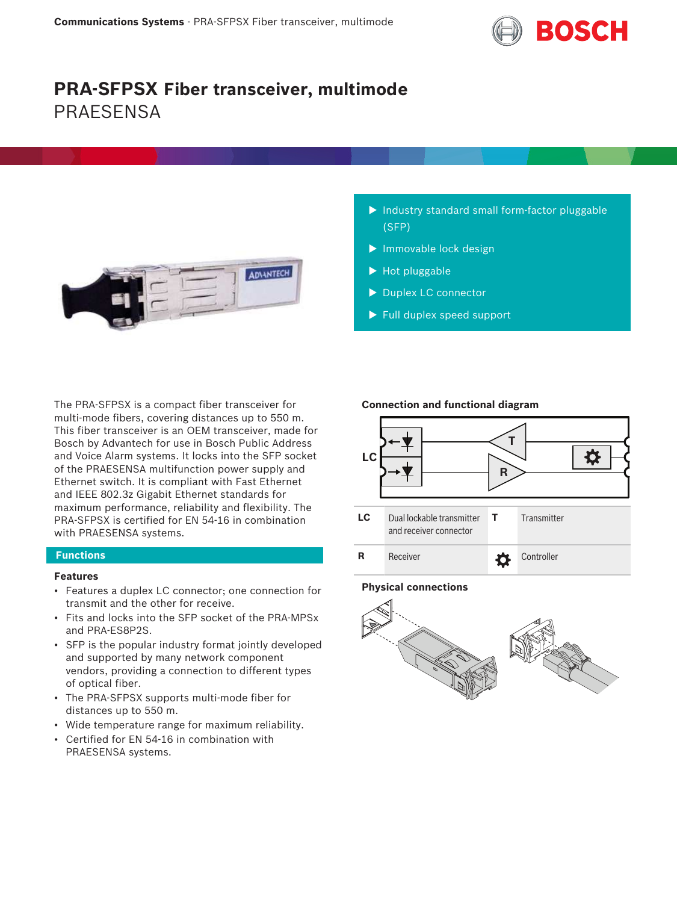# PRA-SFPSX Fiber transceiver, multimode

PRAESENSA

- Industry standard small form-factor pluggable (SFP)
- Immovable lock design
- Hot pluggable
- Duplex LC connector
- Full duplex speed support

The PRA-SFPSX is a compact fiber transceiver for multi-mode fibers, covering distances up to 550 m. This fiber transceiver is an OEM transceiver, made for Bosch by Advantech for use in Bosch Public Address and Voice Alarm systems. It locks into the SFP socket of the PRAESENSA multifunction power supply and Ethernet switch. It is compliant with Fast Ethernet and IEEE 802.3z Gigabit Ethernet standards for maximum performance, reliability and flexibility. The PRA-SFPSX is certified for EN 54-16 in combination with PRAESENSA systems.

## Functions

### Features

- Features a duplex LC connector; one connection for transmit and the other for receive.
- Fits and locks into the SFP socket of the PRA-MPSx and PRA-ES8P2S.
- SFP is the popular industry format jointly developed and supported by many network component vendors, providing a connection to different types of optical fiber.
- The PRA-SFPSX supports multi-mode fiber for distances up to 550 m.
- Wide temperature range for maximum reliability.
- Certified for EN 54-16 in combination with PRAESENSA systems.

### Connection and functional diagram

| | | | |
|---|---|---|---|
| LC | Dual lockable transmitter and receiver connector | T | Transmitter |
| R | Receiver | ⚙ | Controller |

### Physical connections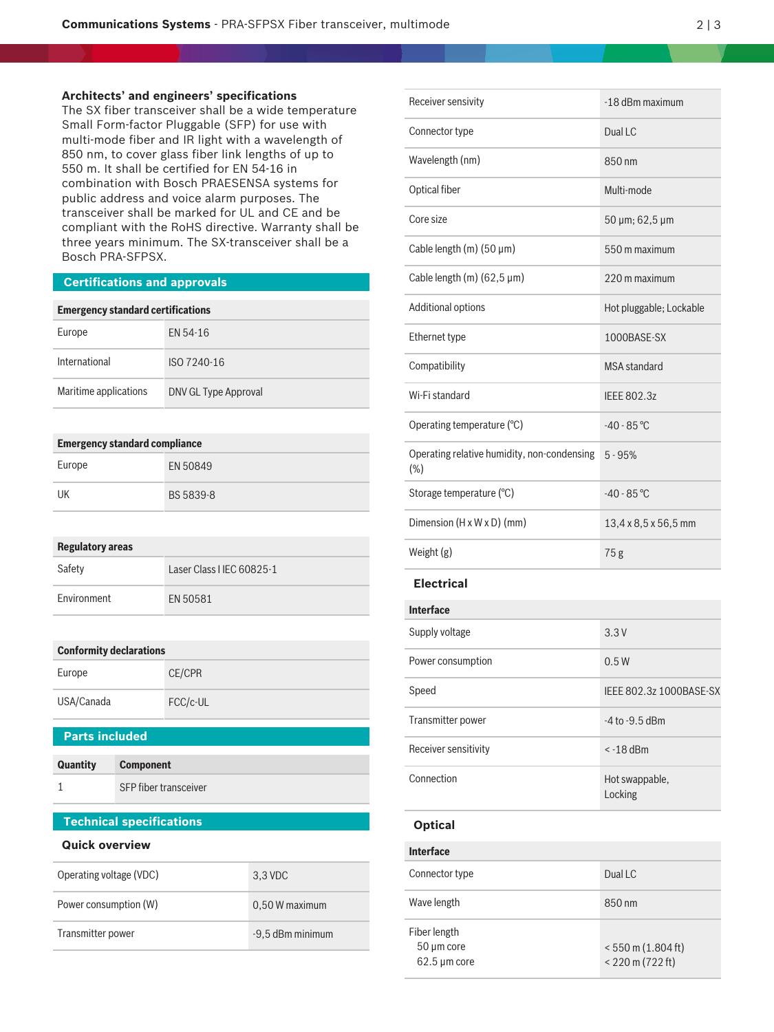## Architects' and engineers' specifications

The SX fiber transceiver shall be a wide temperature Small Form-factor Pluggable (SFP) for use with multi-mode fiber and IR light with a wavelength of 850 nm, to cover glass fiber link lengths of up to 550 m. It shall be certified for EN 54-16 in combination with Bosch PRAESENSA systems for public address and voice alarm purposes. The transceiver shall be marked for UL and CE and be compliant with the RoHS directive. Warranty shall be three years minimum. The SX-transceiver shall be a Bosch PRA-SFPSX.

## Certifications and approvals

| Emergency standard certifications | |
|---|---|
| Europe | EN 54-16 |
| International | ISO 7240-16 |
| Maritime applications | DNV GL Type Approval |

| Emergency standard compliance | |
|---|---|
| Europe | EN 50849 |
| UK | BS 5839-8 |

| Regulatory areas | |
|---|---|
| Safety | Laser Class I IEC 60825-1 |
| Environment | EN 50581 |

| Conformity declarations | |
|---|---|
| Europe | CE/CPR |
| USA/Canada | FCC/c-UL |

## Parts included

| Quantity | Component |
|---|---|
| 1 | SFP fiber transceiver |

## Technical specifications

### Quick overview

| | |
|---|---|
| Operating voltage (VDC) | 3,3 VDC |
| Power consumption (W) | 0,50 W maximum |
| Transmitter power | -9,5 dBm minimum |
| Receiver sensivity | -18 dBm maximum |
| Connector type | Dual LC |
| Wavelength (nm) | 850 nm |
| Optical fiber | Multi-mode |
| Core size | 50 µm; 62,5 µm |
| Cable length (m) (50 µm) | 550 m maximum |
| Cable length (m) (62,5 µm) | 220 m maximum |
| Additional options | Hot pluggable; Lockable |
| Ethernet type | 1000BASE-SX |
| Compatibility | MSA standard |
| Wi-Fi standard | IEEE 802.3z |
| Operating temperature (°C) | -40 - 85 °C |
| Operating relative humidity, non-condensing (%) | 5 - 95% |
| Storage temperature (°C) | -40 - 85 °C |
| Dimension (H x W x D) (mm) | 13,4 x 8,5 x 56,5 mm |
| Weight (g) | 75 g |

### Electrical

| Interface | |
|---|---|
| Supply voltage | 3.3 V |
| Power consumption | 0.5 W |
| Speed | IEEE 802.3z 1000BASE-SX |
| Transmitter power | -4 to -9.5 dBm |
| Receiver sensitivity | < -18 dBm |
| Connection | Hot swappable, Locking |

### Optical

| Interface | |
|---|---|
| Connector type | Dual LC |
| Wave length | 850 nm |
| Fiber length<br>50 µm core<br>62.5 µm core | <br>< 550 m (1.804 ft)<br>< 220 m (722 ft) |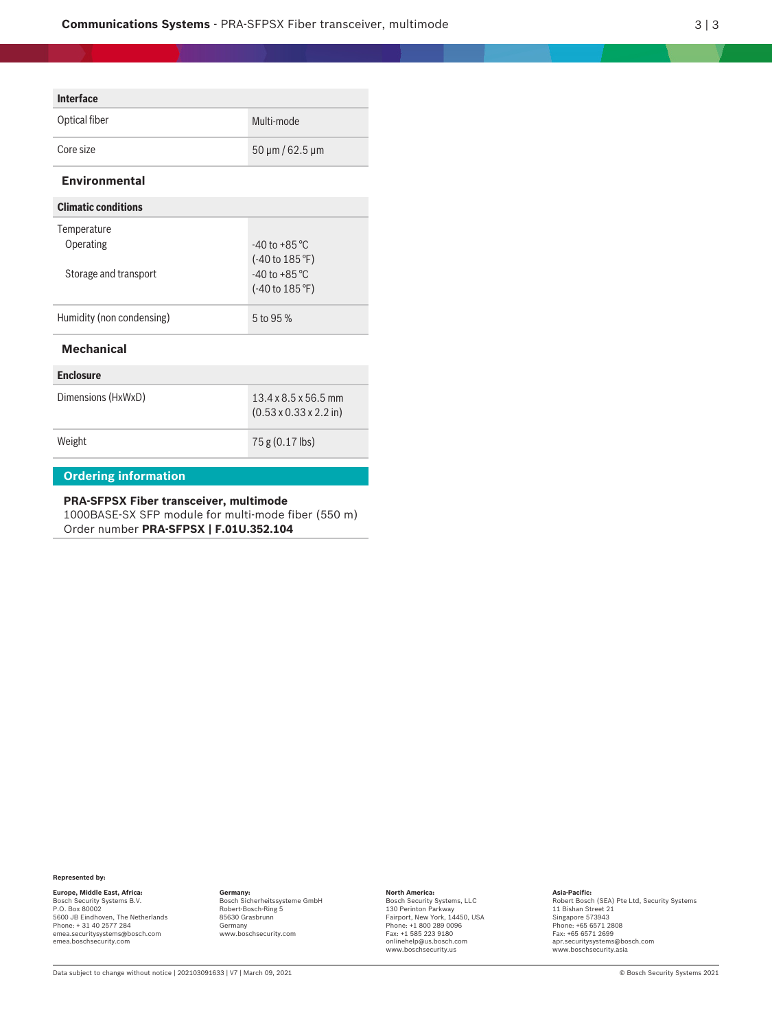| Interface | |
|---|---|
| Optical fiber | Multi-mode |
| Core size | 50 µm / 62.5 µm |

## Environmental

| Climatic conditions | |
|---|---|
| Temperature<br>Operating<br><br>Storage and transport | <br>-40 to +85 °C<br>(-40 to 185 °F)<br>-40 to +85 °C<br>(-40 to 185 °F) |
| Humidity (non condensing) | 5 to 95 % |

## Mechanical

| Enclosure | |
|---|---|
| Dimensions (HxWxD) | 13.4 x 8.5 x 56.5 mm<br>(0.53 x 0.33 x 2.2 in) |
| Weight | 75 g (0.17 lbs) |

## Ordering information

**PRA-SFPSX Fiber transceiver, multimode**
1000BASE-SX SFP module for multi-mode fiber (550 m)
Order number **PRA-SFPSX | F.01U.352.104**

**Represented by:**

**Europe, Middle East, Africa:**
Bosch Security Systems B.V.
P.O. Box 80002
5600 JB Eindhoven, The Netherlands
Phone: + 31 40 2577 284
emea.securitysystems@bosch.com
emea.boschsecurity.com

**Germany:**
Bosch Sicherheitssysteme GmbH
Robert-Bosch-Ring 5
85630 Grasbrunn
Germany
www.boschsecurity.com

**North America:**
Bosch Security Systems, LLC
130 Perinton Parkway
Fairport, New York, 14450, USA
Phone: +1 800 289 0096
Fax: +1 585 223 9180
onlinehelp@us.bosch.com
www.boschsecurity.us

**Asia-Pacific:**
Robert Bosch (SEA) Pte Ltd, Security Systems
11 Bishan Street 21
Singapore 573943
Phone: +65 6571 2808
Fax: +65 6571 2699
apr.securitysystems@bosch.com
www.boschsecurity.asia

Data subject to change without notice | 202103091633 | V7 | March 09, 2021

© Bosch Security Systems 2021